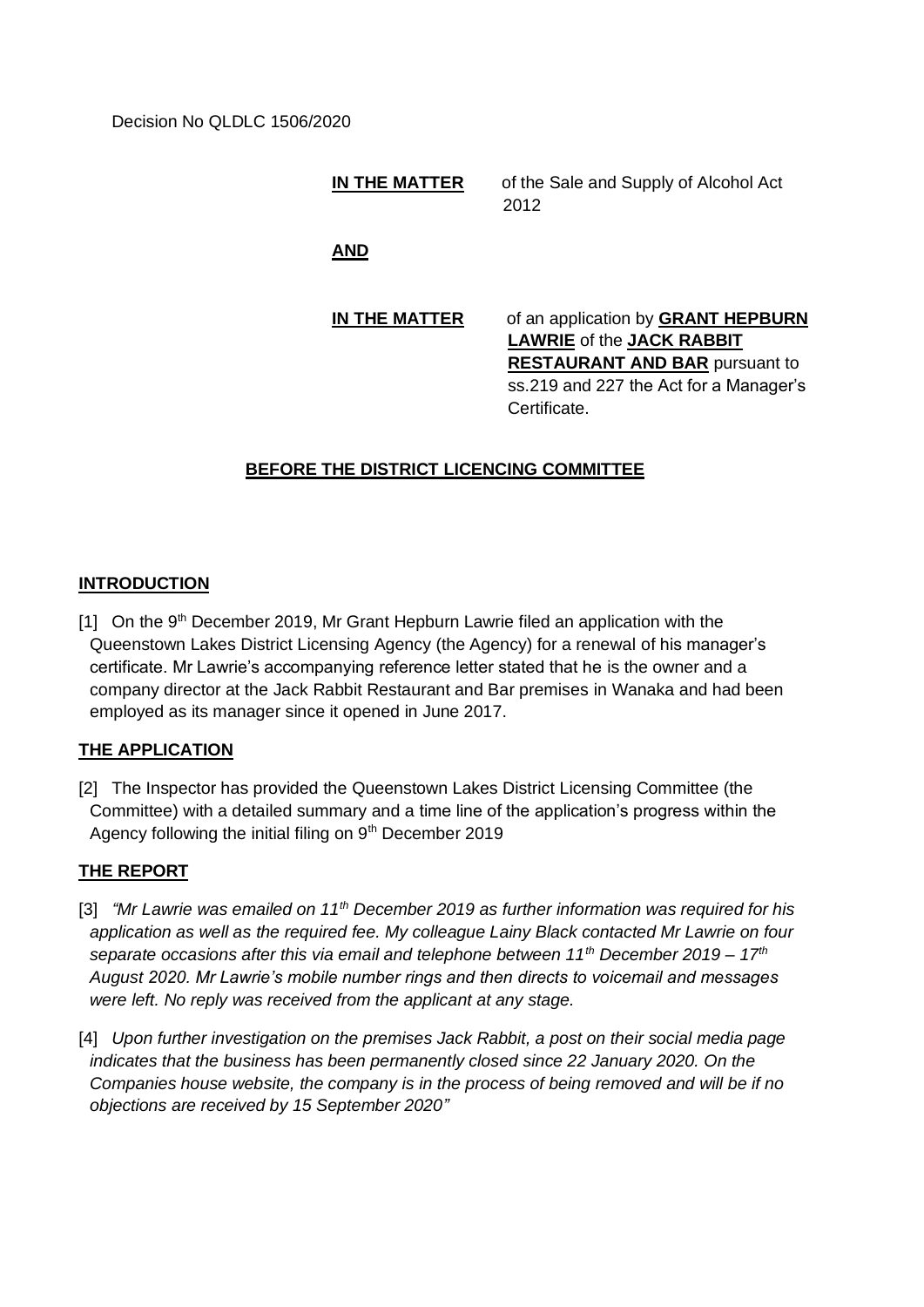Decision No QLDLC 1506/2020

**IN THE MATTER** of the Sale and Supply of Alcohol Act 2012

**AND**

**IN THE MATTER** of an application by **GRANT HEPBURN LAWRIE** of the **JACK RABBIT RESTAURANT AND BAR** pursuant to ss.219 and 227 the Act for a Manager's Certificate.

## BEFORE THE DISTRICT LICENCING COMMITTEE

## INTRODUCTION

[1] On the 9th December 2019, Mr Grant Hepburn Lawrie filed an application with the Queenstown Lakes District Licensing Agency (the Agency) for a renewal of his manager's certificate. Mr Lawrie's accompanying reference letter stated that he is the owner and a company director at the Jack Rabbit Restaurant and Bar premises in Wanaka and had been employed as its manager since it opened in June 2017.

## THE APPLICATION

[2] The Inspector has provided the Queenstown Lakes District Licensing Committee (the Committee) with a detailed summary and a time line of the application's progress within the Agency following the initial filing on 9th December 2019

## THE REPORT

[3] *"Mr Lawrie was emailed on 11th December 2019 as further information was required for his application as well as the required fee. My colleague Lainy Black contacted Mr Lawrie on four separate occasions after this via email and telephone between 11th December 2019 – 17th August 2020. Mr Lawrie's mobile number rings and then directs to voicemail and messages were left. No reply was received from the applicant at any stage.*

[4] *Upon further investigation on the premises Jack Rabbit, a post on their social media page indicates that the business has been permanently closed since 22 January 2020. On the Companies house website, the company is in the process of being removed and will be if no objections are received by 15 September 2020"*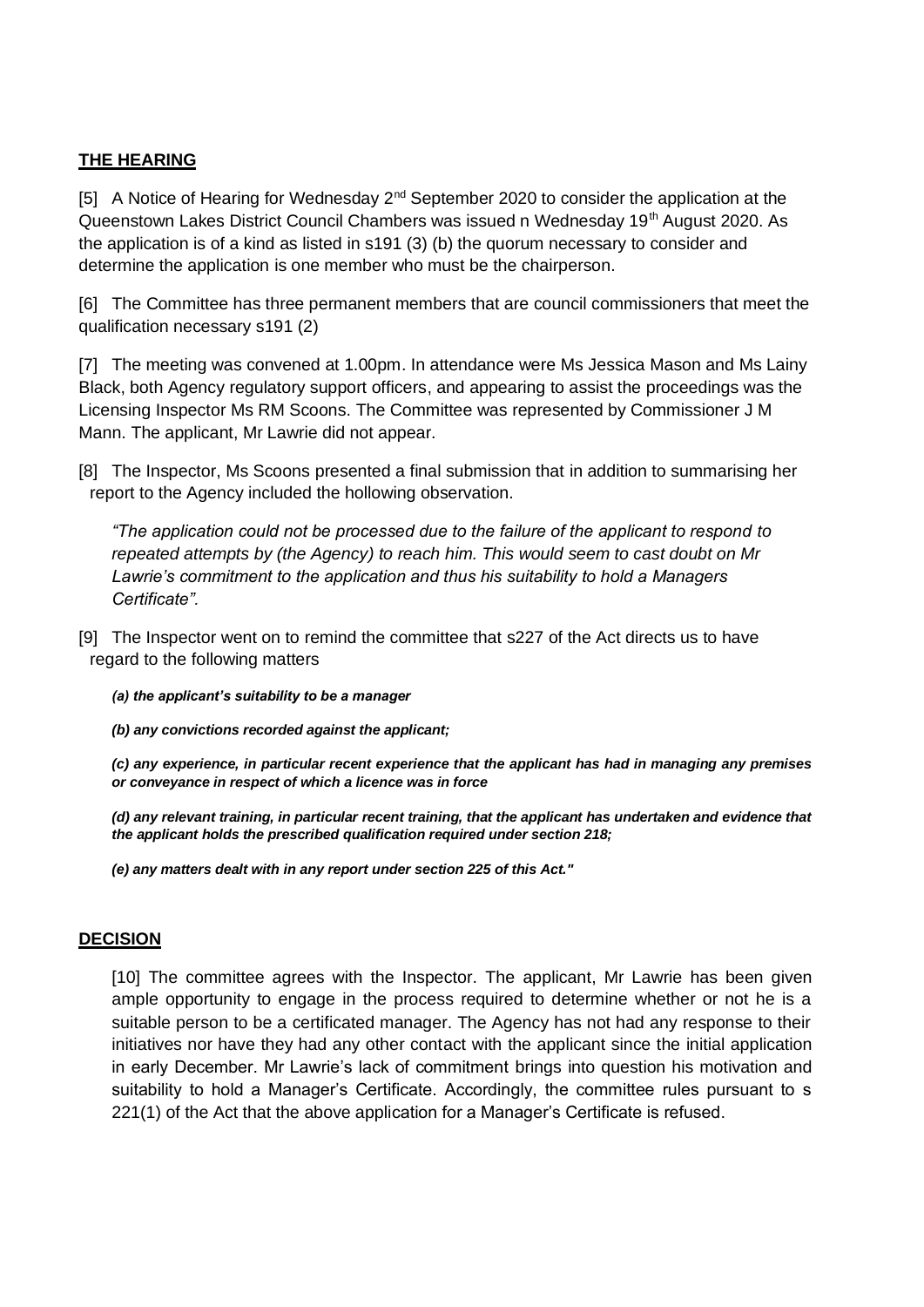## **THE HEARING**

[5] A Notice of Hearing for Wednesday 2nd September 2020 to consider the application at the Queenstown Lakes District Council Chambers was issued n Wednesday 19th August 2020. As the application is of a kind as listed in s191 (3) (b) the quorum necessary to consider and determine the application is one member who must be the chairperson.

[6] The Committee has three permanent members that are council commissioners that meet the qualification necessary s191 (2)

[7] The meeting was convened at 1.00pm. In attendance were Ms Jessica Mason and Ms Lainy Black, both Agency regulatory support officers, and appearing to assist the proceedings was the Licensing Inspector Ms RM Scoons. The Committee was represented by Commissioner J M Mann. The applicant, Mr Lawrie did not appear.

[8] The Inspector, Ms Scoons presented a final submission that in addition to summarising her report to the Agency included the hollowing observation.

*"The application could not be processed due to the failure of the applicant to respond to repeated attempts by (the Agency) to reach him. This would seem to cast doubt on Mr Lawrie's commitment to the application and thus his suitability to hold a Managers Certificate".*

[9] The Inspector went on to remind the committee that s227 of the Act directs us to have regard to the following matters

***(a) the applicant's suitability to be a manager***

***(b) any convictions recorded against the applicant;***

***(c) any experience, in particular recent experience that the applicant has had in managing any premises or conveyance in respect of which a licence was in force***

***(d) any relevant training, in particular recent training, that the applicant has undertaken and evidence that the applicant holds the prescribed qualification required under section 218;***

***(e) any matters dealt with in any report under section 225 of this Act."***

## **DECISION**

[10] The committee agrees with the Inspector. The applicant, Mr Lawrie has been given ample opportunity to engage in the process required to determine whether or not he is a suitable person to be a certificated manager. The Agency has not had any response to their initiatives nor have they had any other contact with the applicant since the initial application in early December. Mr Lawrie's lack of commitment brings into question his motivation and suitability to hold a Manager's Certificate. Accordingly, the committee rules pursuant to s 221(1) of the Act that the above application for a Manager's Certificate is refused.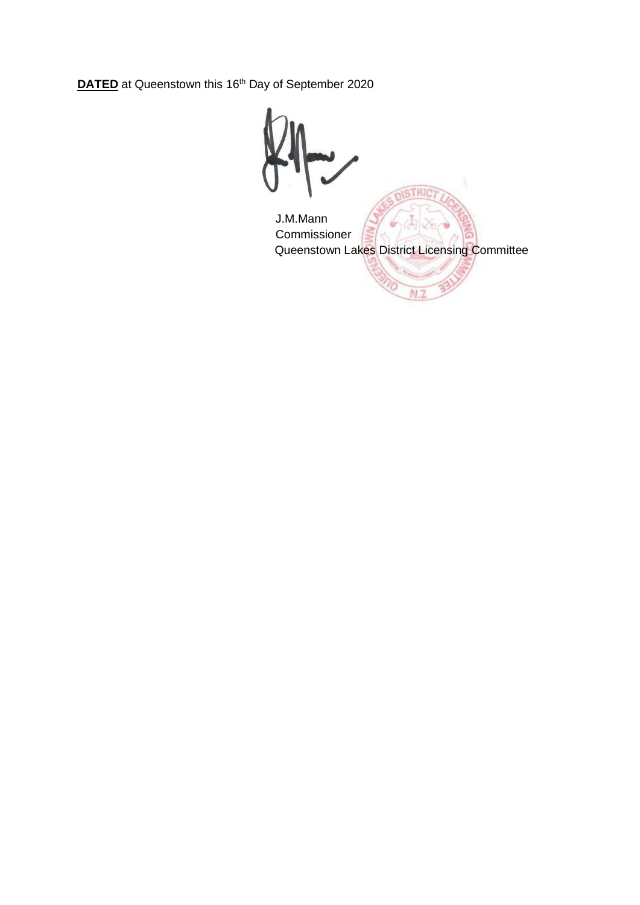**DATED** at Queenstown this 16th Day of September 2020

J.M.Mann
Commissioner
Queenstown Lakes District Licensing Committee